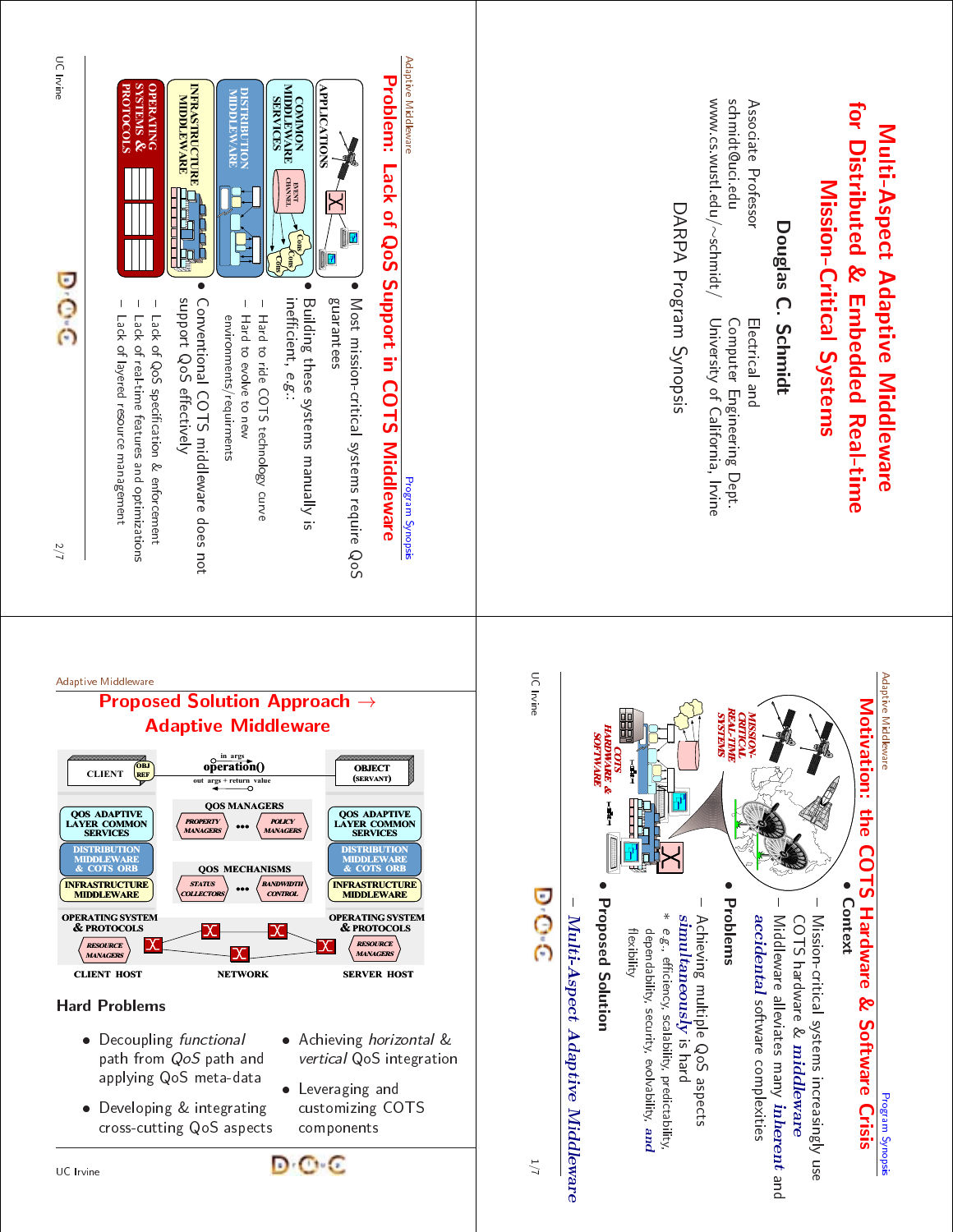# Multi-Aspect Adaptive Middleware for Distributed & Embedded Real-time Mission-Critical Systems

**Douglas C. Schmidt**

Associate Professor — Electrical and Computer Engineering Dept.

schmidt@uci.edu — University of California, Irvine

www.cs.wustl.edu/~schmidt/

DARPA Program Synopsis

## Motivation: the COTS Hardware & Software Crisis

- **Context**
  - Mission-critical systems increasingly use COTS hardware & ***middleware***
  - Middleware alleviates many ***inherent*** and ***accidental*** software complexities
- **Problems**
  - Achieving multiple QoS aspects ***simultaneously*** is hard
    - \* *e.g.*, efficiency, scalability, predictability, dependability, security, evolvability, ***and*** flexibility
- **Proposed Solution**
  - ***Multi-Aspect Adaptive Middleware***

## Problem: Lack of QoS Support in COTS Middleware

- Most mission-critical systems require QoS guarantees
- Building these systems manually is inefficient, *e.g.*:
  - Hard to ride COTS technology curve
  - Hard to evolve to new environments/requirements
- Conventional COTS middleware does not support QoS effectively
  - Lack of QoS specification & enforcement
  - Lack of real-time features and optimizations
  - Lack of layered resource management

## Proposed Solution Approach → Adaptive Middleware

### Hard Problems

- Decoupling *functional* path from *QoS* path and applying QoS meta-data
- Developing & integrating cross-cutting QoS aspects
- Achieving *horizontal* & *vertical* QoS integration
- Leveraging and customizing COTS components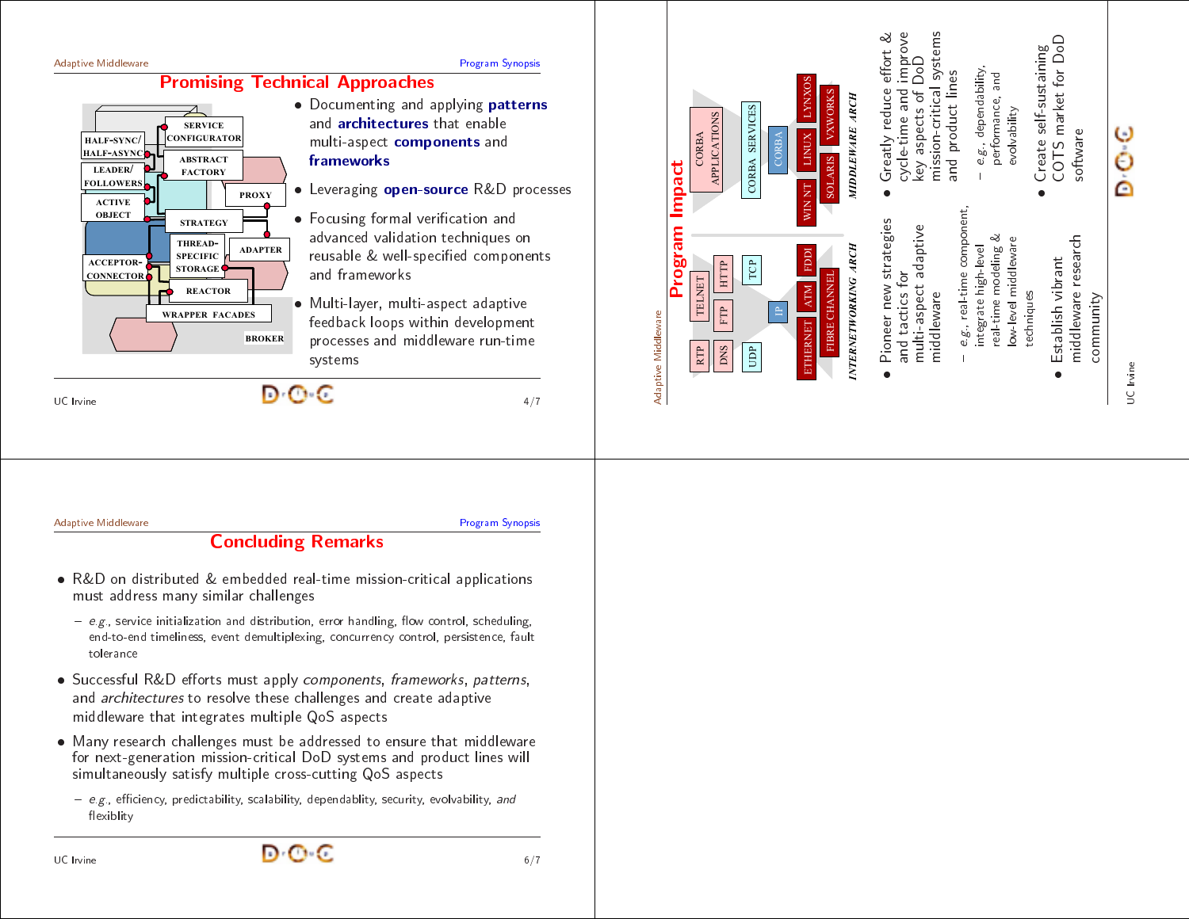## Promising Technical Approaches

HALF-SYNC/ HALF-ASYNC
LEADER/ FOLLOWERS
ACTIVE OBJECT
ACCEPTOR-CONNECTOR
SERVICE CONFIGURATOR
ABSTRACT FACTORY
STRATEGY
THREAD-SPECIFIC STORAGE
REACTOR
WRAPPER FACADES
PROXY
ADAPTER
BROKER

- Documenting and applying **patterns** and **architectures** that enable multi-aspect **components** and **frameworks**
- Leveraging **open-source** R&D processes
- Focusing formal verification and advanced validation techniques on reusable & well-specified components and frameworks
- Multi-layer, multi-aspect adaptive feedback loops within development processes and middleware run-time systems

## Program Impact

RTP
DNS
TELNET
FTP
HTTP
UDP
TCP
IP
ETHERNET
ATM
FDDI
FIBRE CHANNEL
INTERNETWORKING ARCH
WIN NT
LINUX
LYNXOS
SOLARIS
VXWORKS
CORBA SERVICES
CORBA
CORBA APPLICATIONS
MIDDLEWARE ARCH

- Pioneer new strategies and tactics for multi-aspect adaptive middleware
  - *e.g.*, real-time component, integrate high-level real-time modeling & low-level middleware techniques
- Establish vibrant middleware research community
- Greatly reduce effort & cycle-time and improve key aspects of DoD mission-critical systems and product lines
  - *e.g.*, dependability, performance, and evolvability
- Create self-sustaining COTS market for DoD software

## Concluding Remarks

- R&D on distributed & embedded real-time mission-critical applications must address many similar challenges
  - *e.g.*, service initialization and distribution, error handling, flow control, scheduling, end-to-end timeliness, event demultiplexing, concurrency control, persistence, fault tolerance
- Successful R&D efforts must apply *components*, *frameworks*, *patterns*, and *architectures* to resolve these challenges and create adaptive middleware that integrates multiple QoS aspects
- Many research challenges must be addressed to ensure that middleware for next-generation mission-critical DoD systems and product lines will simultaneously satisfy multiple cross-cutting QoS aspects
  - *e.g.*, efficiency, predictability, scalability, dependablity, security, evolvability, *and* flexiblity